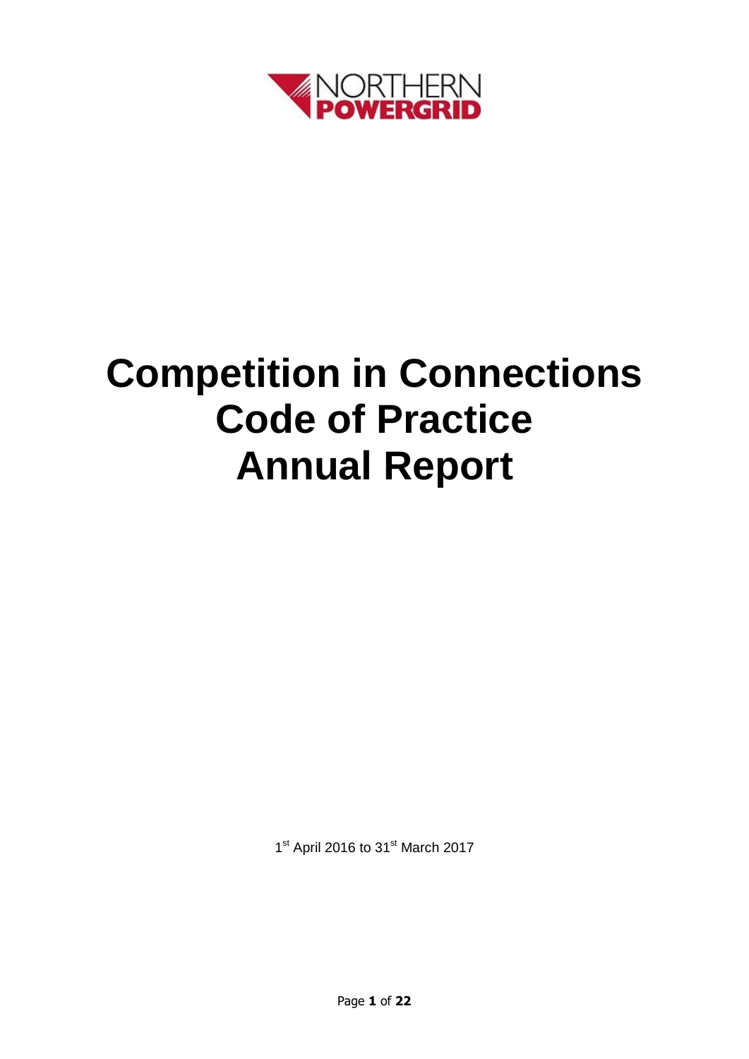NORTHERN POWERGRID

# Competition in Connections Code of Practice Annual Report

1st April 2016 to 31st March 2017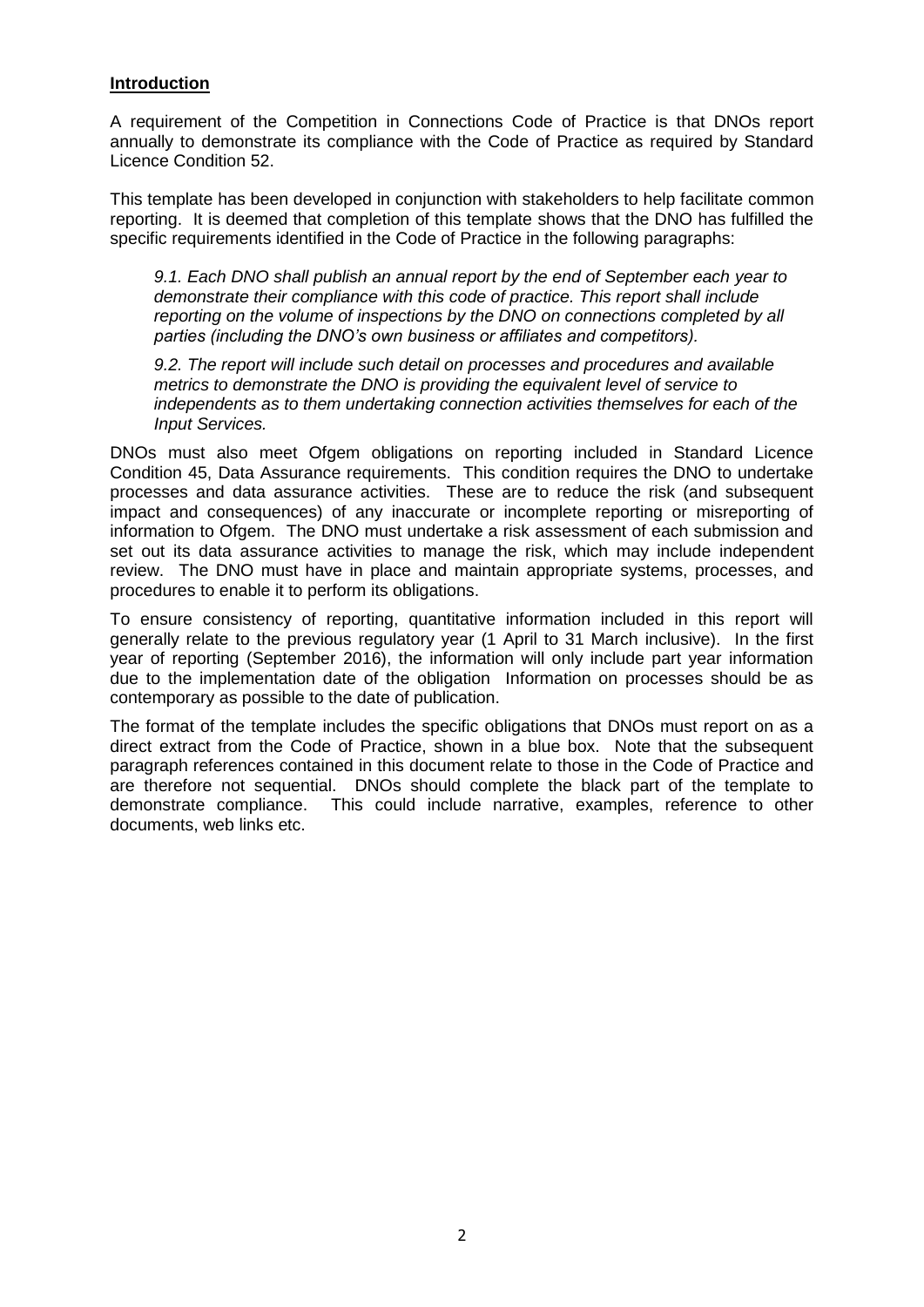**Introduction**

A requirement of the Competition in Connections Code of Practice is that DNOs report annually to demonstrate its compliance with the Code of Practice as required by Standard Licence Condition 52.

This template has been developed in conjunction with stakeholders to help facilitate common reporting. It is deemed that completion of this template shows that the DNO has fulfilled the specific requirements identified in the Code of Practice in the following paragraphs:

> *9.1. Each DNO shall publish an annual report by the end of September each year to demonstrate their compliance with this code of practice. This report shall include reporting on the volume of inspections by the DNO on connections completed by all parties (including the DNO's own business or affiliates and competitors).*
>
> *9.2. The report will include such detail on processes and procedures and available metrics to demonstrate the DNO is providing the equivalent level of service to independents as to them undertaking connection activities themselves for each of the Input Services.*

DNOs must also meet Ofgem obligations on reporting included in Standard Licence Condition 45, Data Assurance requirements. This condition requires the DNO to undertake processes and data assurance activities. These are to reduce the risk (and subsequent impact and consequences) of any inaccurate or incomplete reporting or misreporting of information to Ofgem. The DNO must undertake a risk assessment of each submission and set out its data assurance activities to manage the risk, which may include independent review. The DNO must have in place and maintain appropriate systems, processes, and procedures to enable it to perform its obligations.

To ensure consistency of reporting, quantitative information included in this report will generally relate to the previous regulatory year (1 April to 31 March inclusive). In the first year of reporting (September 2016), the information will only include part year information due to the implementation date of the obligation Information on processes should be as contemporary as possible to the date of publication.

The format of the template includes the specific obligations that DNOs must report on as a direct extract from the Code of Practice, shown in a blue box. Note that the subsequent paragraph references contained in this document relate to those in the Code of Practice and are therefore not sequential. DNOs should complete the black part of the template to demonstrate compliance. This could include narrative, examples, reference to other documents, web links etc.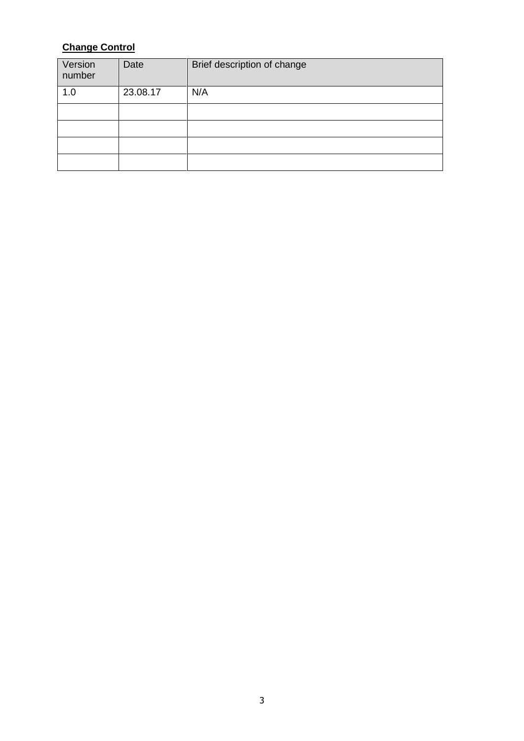**Change Control**

| Version number | Date | Brief description of change |
|---|---|---|
| 1.0 | 23.08.17 | N/A |
| | | |
| | | |
| | | |
| | | |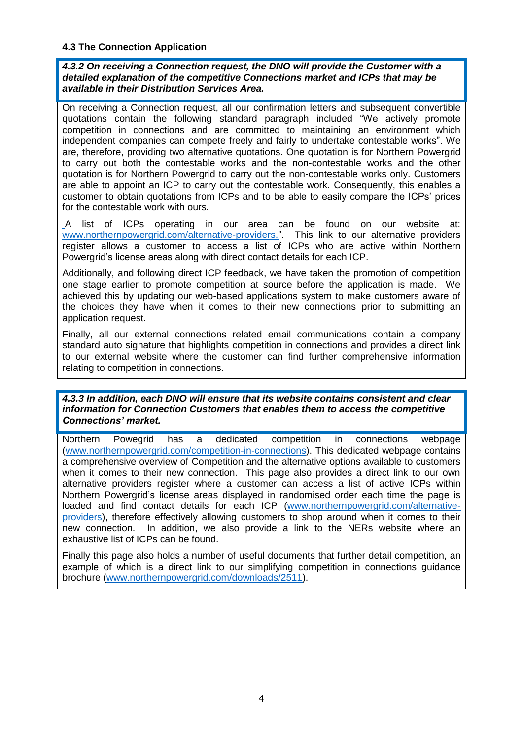### 4.3 The Connection Application

***4.3.2 On receiving a Connection request, the DNO will provide the Customer with a detailed explanation of the competitive Connections market and ICPs that may be available in their Distribution Services Area.***

On receiving a Connection request, all our confirmation letters and subsequent convertible quotations contain the following standard paragraph included "We actively promote competition in connections and are committed to maintaining an environment which independent companies can compete freely and fairly to undertake contestable works". We are, therefore, providing two alternative quotations. One quotation is for Northern Powergrid to carry out both the contestable works and the non-contestable works and the other quotation is for Northern Powergrid to carry out the non-contestable works only. Customers are able to appoint an ICP to carry out the contestable work. Consequently, this enables a customer to obtain quotations from ICPs and to be able to easily compare the ICPs' prices for the contestable work with ours.

A list of ICPs operating in our area can be found on our website at: www.northernpowergrid.com/alternative-providers.". This link to our alternative providers register allows a customer to access a list of ICPs who are active within Northern Powergrid's license areas along with direct contact details for each ICP.

Additionally, and following direct ICP feedback, we have taken the promotion of competition one stage earlier to promote competition at source before the application is made. We achieved this by updating our web-based applications system to make customers aware of the choices they have when it comes to their new connections prior to submitting an application request.

Finally, all our external connections related email communications contain a company standard auto signature that highlights competition in connections and provides a direct link to our external website where the customer can find further comprehensive information relating to competition in connections.

***4.3.3 In addition, each DNO will ensure that its website contains consistent and clear information for Connection Customers that enables them to access the competitive Connections' market.***

Northern Powegrid has a dedicated competition in connections webpage (www.northernpowergrid.com/competition-in-connections). This dedicated webpage contains a comprehensive overview of Competition and the alternative options available to customers when it comes to their new connection. This page also provides a direct link to our own alternative providers register where a customer can access a list of active ICPs within Northern Powergrid's license areas displayed in randomised order each time the page is loaded and find contact details for each ICP (www.northernpowergrid.com/alternative-providers), therefore effectively allowing customers to shop around when it comes to their new connection. In addition, we also provide a link to the NERs website where an exhaustive list of ICPs can be found.

Finally this page also holds a number of useful documents that further detail competition, an example of which is a direct link to our simplifying competition in connections guidance brochure (www.northernpowergrid.com/downloads/2511).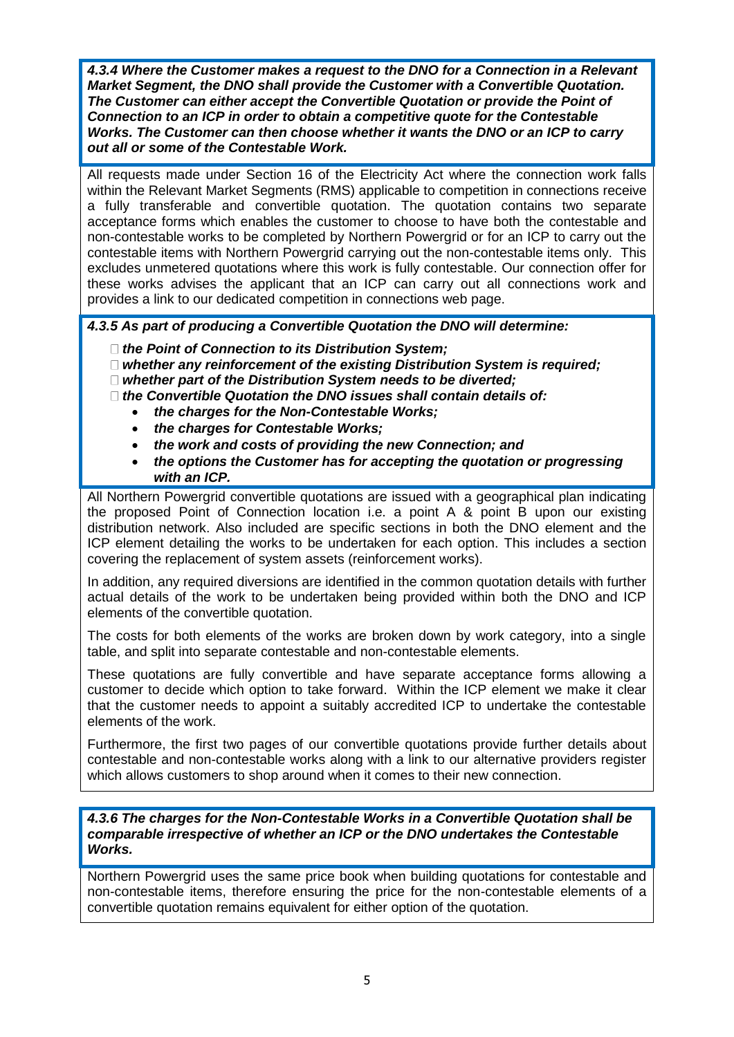***4.3.4 Where the Customer makes a request to the DNO for a Connection in a Relevant Market Segment, the DNO shall provide the Customer with a Convertible Quotation. The Customer can either accept the Convertible Quotation or provide the Point of Connection to an ICP in order to obtain a competitive quote for the Contestable Works. The Customer can then choose whether it wants the DNO or an ICP to carry out all or some of the Contestable Work.***

All requests made under Section 16 of the Electricity Act where the connection work falls within the Relevant Market Segments (RMS) applicable to competition in connections receive a fully transferable and convertible quotation. The quotation contains two separate acceptance forms which enables the customer to choose to have both the contestable and non-contestable works to be completed by Northern Powergrid or for an ICP to carry out the contestable items with Northern Powergrid carrying out the non-contestable items only. This excludes unmetered quotations where this work is fully contestable. Our connection offer for these works advises the applicant that an ICP can carry out all connections work and provides a link to our dedicated competition in connections web page.

***4.3.5 As part of producing a Convertible Quotation the DNO will determine:***

- ***the Point of Connection to its Distribution System;***
- ***whether any reinforcement of the existing Distribution System is required;***
- ***whether part of the Distribution System needs to be diverted;***
- ***the Convertible Quotation the DNO issues shall contain details of:***
  - ***the charges for the Non-Contestable Works;***
  - ***the charges for Contestable Works;***
  - ***the work and costs of providing the new Connection; and***
  - ***the options the Customer has for accepting the quotation or progressing with an ICP.***

All Northern Powergrid convertible quotations are issued with a geographical plan indicating the proposed Point of Connection location i.e. a point A & point B upon our existing distribution network. Also included are specific sections in both the DNO element and the ICP element detailing the works to be undertaken for each option. This includes a section covering the replacement of system assets (reinforcement works).

In addition, any required diversions are identified in the common quotation details with further actual details of the work to be undertaken being provided within both the DNO and ICP elements of the convertible quotation.

The costs for both elements of the works are broken down by work category, into a single table, and split into separate contestable and non-contestable elements.

These quotations are fully convertible and have separate acceptance forms allowing a customer to decide which option to take forward. Within the ICP element we make it clear that the customer needs to appoint a suitably accredited ICP to undertake the contestable elements of the work.

Furthermore, the first two pages of our convertible quotations provide further details about contestable and non-contestable works along with a link to our alternative providers register which allows customers to shop around when it comes to their new connection.

***4.3.6 The charges for the Non-Contestable Works in a Convertible Quotation shall be comparable irrespective of whether an ICP or the DNO undertakes the Contestable Works.***

Northern Powergrid uses the same price book when building quotations for contestable and non-contestable items, therefore ensuring the price for the non-contestable elements of a convertible quotation remains equivalent for either option of the quotation.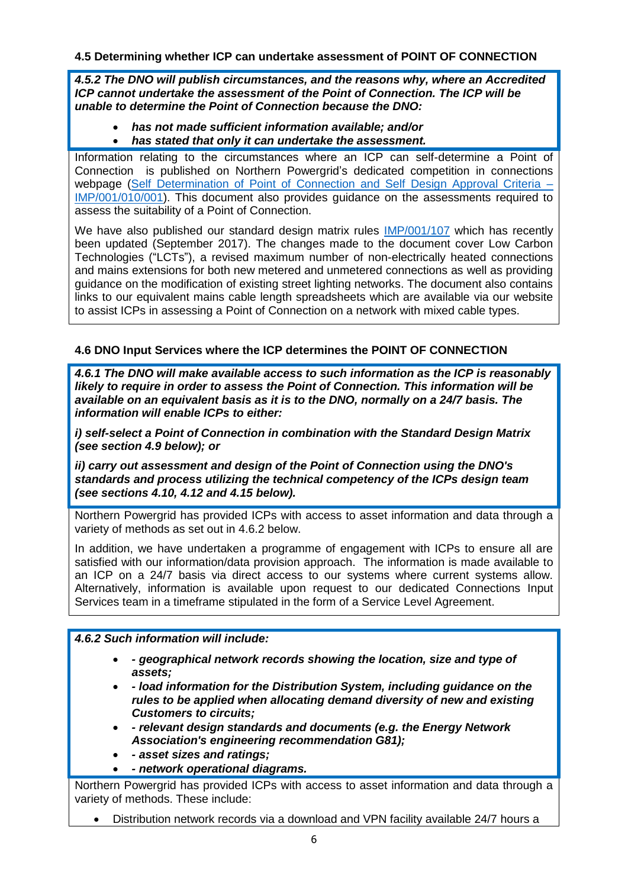**4.5 Determining whether ICP can undertake assessment of POINT OF CONNECTION**

***4.5.2 The DNO will publish circumstances, and the reasons why, where an Accredited ICP cannot undertake the assessment of the Point of Connection. The ICP will be unable to determine the Point of Connection because the DNO:***

- ***has not made sufficient information available; and/or***
- ***has stated that only it can undertake the assessment.***

Information relating to the circumstances where an ICP can self-determine a Point of Connection is published on Northern Powergrid's dedicated competition in connections webpage (Self Determination of Point of Connection and Self Design Approval Criteria – IMP/001/010/001). This document also provides guidance on the assessments required to assess the suitability of a Point of Connection.

We have also published our standard design matrix rules IMP/001/107 which has recently been updated (September 2017). The changes made to the document cover Low Carbon Technologies ("LCTs"), a revised maximum number of non-electrically heated connections and mains extensions for both new metered and unmetered connections as well as providing guidance on the modification of existing street lighting networks. The document also contains links to our equivalent mains cable length spreadsheets which are available via our website to assist ICPs in assessing a Point of Connection on a network with mixed cable types.

**4.6 DNO Input Services where the ICP determines the POINT OF CONNECTION**

***4.6.1 The DNO will make available access to such information as the ICP is reasonably likely to require in order to assess the Point of Connection. This information will be available on an equivalent basis as it is to the DNO, normally on a 24/7 basis. The information will enable ICPs to either:***

***i) self-select a Point of Connection in combination with the Standard Design Matrix (see section 4.9 below); or***

***ii) carry out assessment and design of the Point of Connection using the DNO's standards and process utilizing the technical competency of the ICPs design team (see sections 4.10, 4.12 and 4.15 below).***

Northern Powergrid has provided ICPs with access to asset information and data through a variety of methods as set out in 4.6.2 below.

In addition, we have undertaken a programme of engagement with ICPs to ensure all are satisfied with our information/data provision approach. The information is made available to an ICP on a 24/7 basis via direct access to our systems where current systems allow. Alternatively, information is available upon request to our dedicated Connections Input Services team in a timeframe stipulated in the form of a Service Level Agreement.

***4.6.2 Such information will include:***

- ***- geographical network records showing the location, size and type of assets;***
- ***- load information for the Distribution System, including guidance on the rules to be applied when allocating demand diversity of new and existing Customers to circuits;***
- ***- relevant design standards and documents (e.g. the Energy Network Association's engineering recommendation G81);***
- ***- asset sizes and ratings;***
- ***- network operational diagrams.***

Northern Powergrid has provided ICPs with access to asset information and data through a variety of methods. These include:

- Distribution network records via a download and VPN facility available 24/7 hours a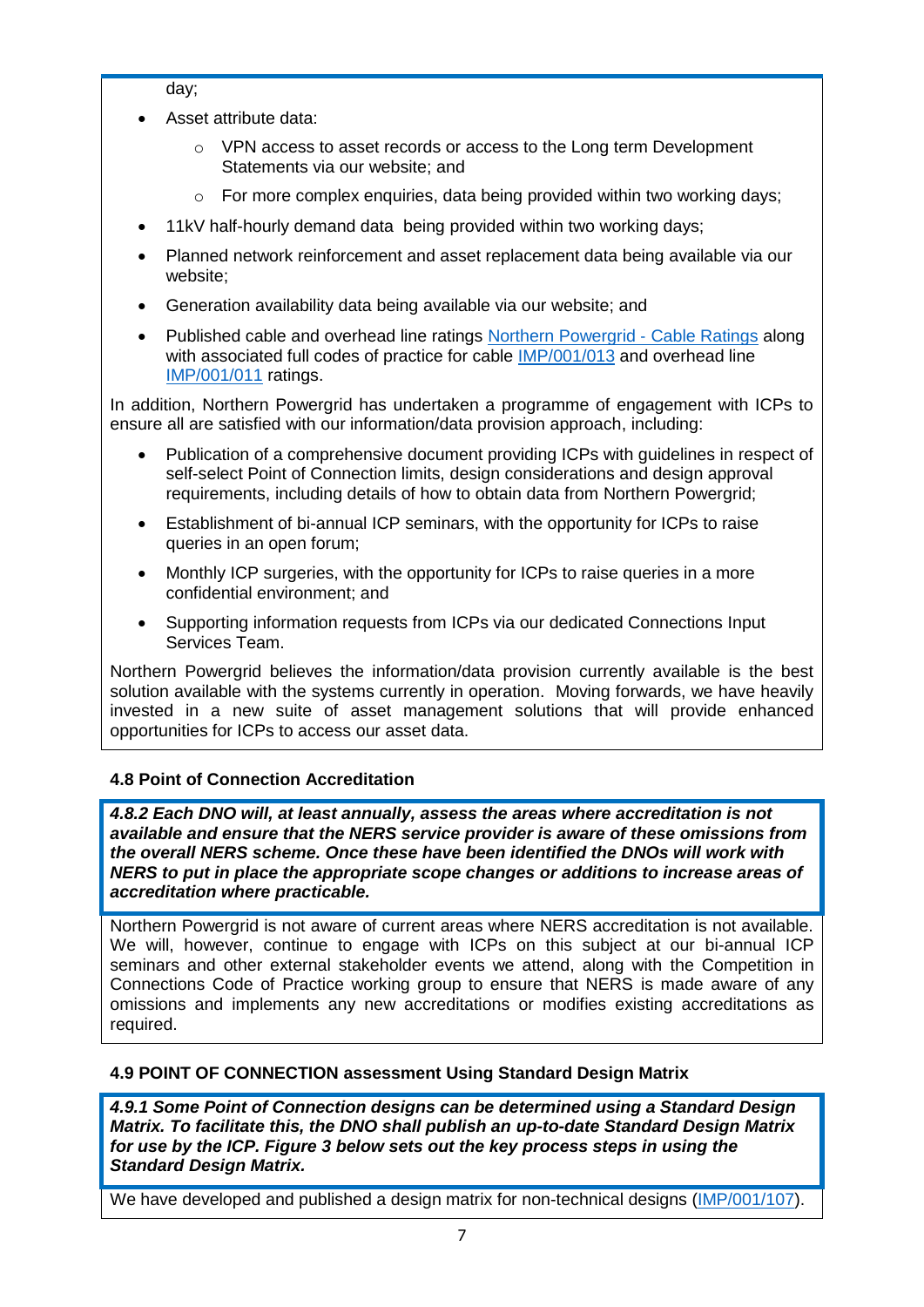day;

- Asset attribute data:
  - VPN access to asset records or access to the Long term Development Statements via our website; and
  - For more complex enquiries, data being provided within two working days;
- 11kV half-hourly demand data being provided within two working days;
- Planned network reinforcement and asset replacement data being available via our website;
- Generation availability data being available via our website; and
- Published cable and overhead line ratings Northern Powergrid - Cable Ratings along with associated full codes of practice for cable IMP/001/013 and overhead line IMP/001/011 ratings.

In addition, Northern Powergrid has undertaken a programme of engagement with ICPs to ensure all are satisfied with our information/data provision approach, including:

- Publication of a comprehensive document providing ICPs with guidelines in respect of self-select Point of Connection limits, design considerations and design approval requirements, including details of how to obtain data from Northern Powergrid;
- Establishment of bi-annual ICP seminars, with the opportunity for ICPs to raise queries in an open forum;
- Monthly ICP surgeries, with the opportunity for ICPs to raise queries in a more confidential environment; and
- Supporting information requests from ICPs via our dedicated Connections Input Services Team.

Northern Powergrid believes the information/data provision currently available is the best solution available with the systems currently in operation. Moving forwards, we have heavily invested in a new suite of asset management solutions that will provide enhanced opportunities for ICPs to access our asset data.

### 4.8 Point of Connection Accreditation

***4.8.2 Each DNO will, at least annually, assess the areas where accreditation is not available and ensure that the NERS service provider is aware of these omissions from the overall NERS scheme. Once these have been identified the DNOs will work with NERS to put in place the appropriate scope changes or additions to increase areas of accreditation where practicable.***

Northern Powergrid is not aware of current areas where NERS accreditation is not available. We will, however, continue to engage with ICPs on this subject at our bi-annual ICP seminars and other external stakeholder events we attend, along with the Competition in Connections Code of Practice working group to ensure that NERS is made aware of any omissions and implements any new accreditations or modifies existing accreditations as required.

### 4.9 POINT OF CONNECTION assessment Using Standard Design Matrix

***4.9.1 Some Point of Connection designs can be determined using a Standard Design Matrix. To facilitate this, the DNO shall publish an up-to-date Standard Design Matrix for use by the ICP. Figure 3 below sets out the key process steps in using the Standard Design Matrix.***

We have developed and published a design matrix for non-technical designs (IMP/001/107).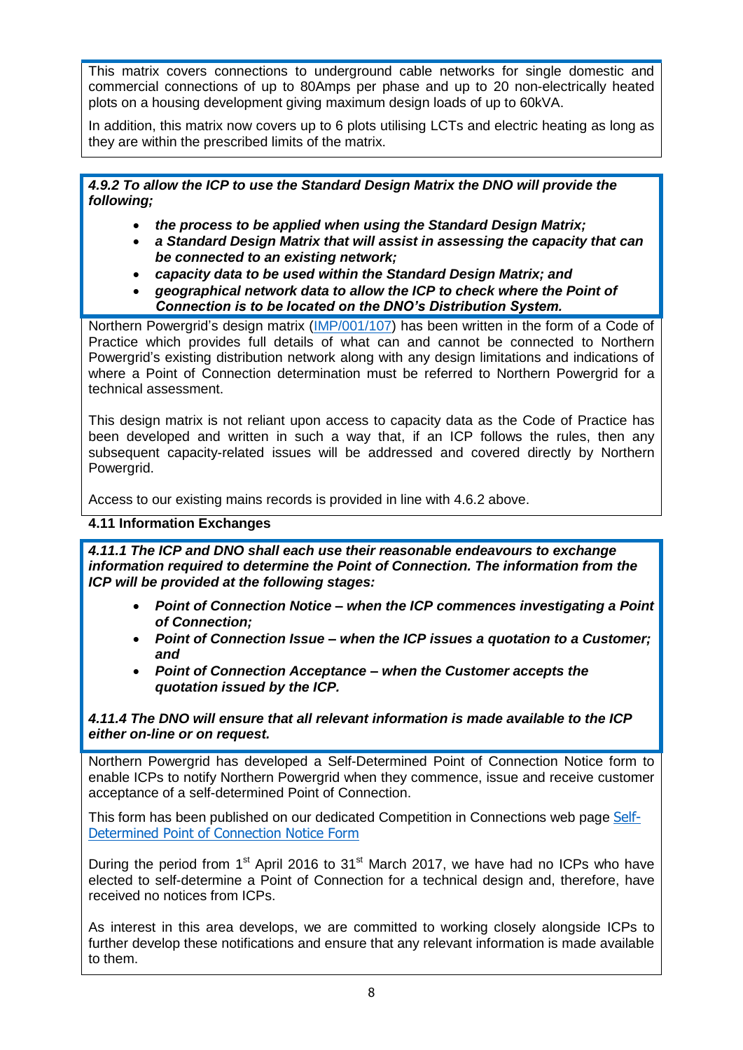This matrix covers connections to underground cable networks for single domestic and commercial connections of up to 80Amps per phase and up to 20 non-electrically heated plots on a housing development giving maximum design loads of up to 60kVA.

In addition, this matrix now covers up to 6 plots utilising LCTs and electric heating as long as they are within the prescribed limits of the matrix.

***4.9.2 To allow the ICP to use the Standard Design Matrix the DNO will provide the following;***

- ***the process to be applied when using the Standard Design Matrix;***
- ***a Standard Design Matrix that will assist in assessing the capacity that can be connected to an existing network;***
- ***capacity data to be used within the Standard Design Matrix; and***
- ***geographical network data to allow the ICP to check where the Point of Connection is to be located on the DNO's Distribution System.***

Northern Powergrid's design matrix (IMP/001/107) has been written in the form of a Code of Practice which provides full details of what can and cannot be connected to Northern Powergrid's existing distribution network along with any design limitations and indications of where a Point of Connection determination must be referred to Northern Powergrid for a technical assessment.

This design matrix is not reliant upon access to capacity data as the Code of Practice has been developed and written in such a way that, if an ICP follows the rules, then any subsequent capacity-related issues will be addressed and covered directly by Northern Powergrid.

Access to our existing mains records is provided in line with 4.6.2 above.

**4.11 Information Exchanges**

***4.11.1 The ICP and DNO shall each use their reasonable endeavours to exchange information required to determine the Point of Connection. The information from the ICP will be provided at the following stages:***

- ***Point of Connection Notice – when the ICP commences investigating a Point of Connection;***
- ***Point of Connection Issue – when the ICP issues a quotation to a Customer; and***
- ***Point of Connection Acceptance – when the Customer accepts the quotation issued by the ICP.***

***4.11.4 The DNO will ensure that all relevant information is made available to the ICP either on-line or on request.***

Northern Powergrid has developed a Self-Determined Point of Connection Notice form to enable ICPs to notify Northern Powergrid when they commence, issue and receive customer acceptance of a self-determined Point of Connection.

This form has been published on our dedicated Competition in Connections web page Self-Determined Point of Connection Notice Form

During the period from 1st April 2016 to 31st March 2017, we have had no ICPs who have elected to self-determine a Point of Connection for a technical design and, therefore, have received no notices from ICPs.

As interest in this area develops, we are committed to working closely alongside ICPs to further develop these notifications and ensure that any relevant information is made available to them.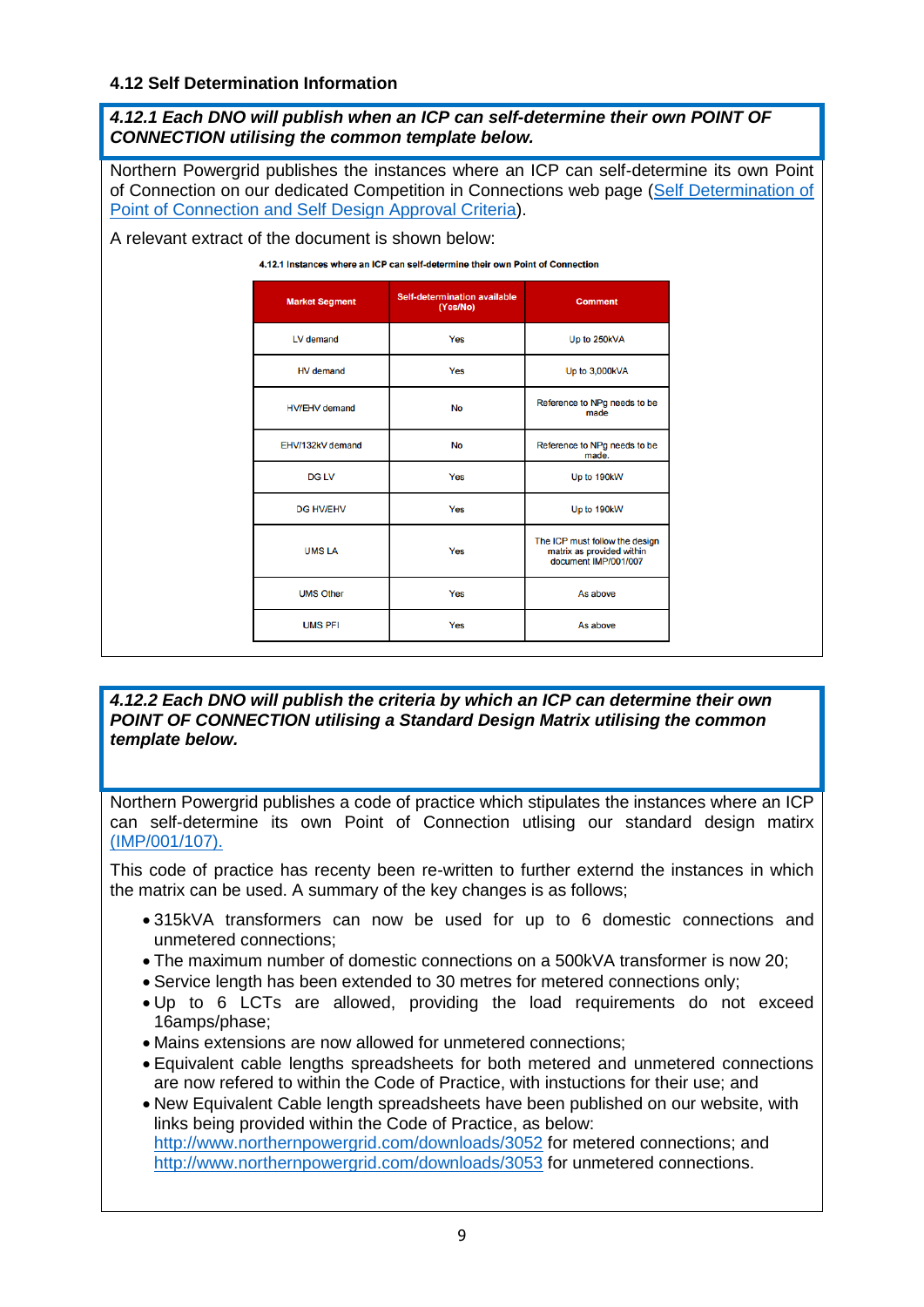### 4.12 Self Determination Information

***4.12.1 Each DNO will publish when an ICP can self-determine their own POINT OF CONNECTION utilising the common template below.***

Northern Powergrid publishes the instances where an ICP can self-determine its own Point of Connection on our dedicated Competition in Connections web page (Self Determination of Point of Connection and Self Design Approval Criteria).

A relevant extract of the document is shown below:

**4.12.1 Instances where an ICP can self-determine their own Point of Connection**

| Market Segment | Self-determination available (Yes/No) | Comment |
|---|---|---|
| LV demand | Yes | Up to 250kVA |
| HV demand | Yes | Up to 3,000kVA |
| HV/EHV demand | No | Reference to NPg needs to be made |
| EHV/132kV demand | No | Reference to NPg needs to be made. |
| DG LV | Yes | Up to 190kW |
| DG HV/EHV | Yes | Up to 190kW |
| UMS LA | Yes | The ICP must follow the design matrix as provided within document IMP/001/007 |
| UMS Other | Yes | As above |
| UMS PFI | Yes | As above |

***4.12.2 Each DNO will publish the criteria by which an ICP can determine their own POINT OF CONNECTION utilising a Standard Design Matrix utilising the common template below.***

Northern Powergrid publishes a code of practice which stipulates the instances where an ICP can self-determine its own Point of Connection utlising our standard design matirx (IMP/001/107).

This code of practice has recenty been re-written to further externd the instances in which the matrix can be used. A summary of the key changes is as follows;

- 315kVA transformers can now be used for up to 6 domestic connections and unmetered connections;
- The maximum number of domestic connections on a 500kVA transformer is now 20;
- Service length has been extended to 30 metres for metered connections only;
- Up to 6 LCTs are allowed, providing the load requirements do not exceed 16amps/phase;
- Mains extensions are now allowed for unmetered connections;
- Equivalent cable lengths spreadsheets for both metered and unmetered connections are now refered to within the Code of Practice, with instuctions for their use; and
- New Equivalent Cable length spreadsheets have been published on our website, with links being provided within the Code of Practice, as below:
  http://www.northernpowergrid.com/downloads/3052 for metered connections; and
  http://www.northernpowergrid.com/downloads/3053 for unmetered connections.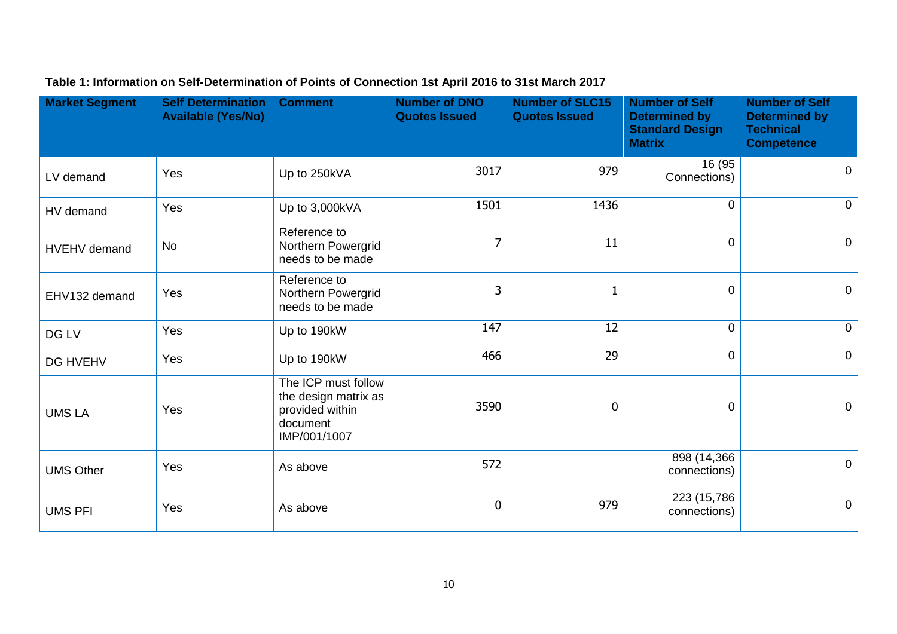**Table 1: Information on Self-Determination of Points of Connection 1st April 2016 to 31st March 2017**

| Market Segment | Self Determination Available (Yes/No) | Comment | Number of DNO Quotes Issued | Number of SLC15 Quotes Issued | Number of Self Determined by Standard Design Matrix | Number of Self Determined by Technical Competence |
|---|---|---|---|---|---|---|
| LV demand | Yes | Up to 250kVA | 3017 | 979 | 16 (95 Connections) | 0 |
| HV demand | Yes | Up to 3,000kVA | 1501 | 1436 | 0 | 0 |
| HVEHV demand | No | Reference to Northern Powergrid needs to be made | 7 | 11 | 0 | 0 |
| EHV132 demand | Yes | Reference to Northern Powergrid needs to be made | 3 | 1 | 0 | 0 |
| DG LV | Yes | Up to 190kW | 147 | 12 | 0 | 0 |
| DG HVEHV | Yes | Up to 190kW | 466 | 29 | 0 | 0 |
| UMS LA | Yes | The ICP must follow the design matrix as provided within document IMP/001/1007 | 3590 | 0 | 0 | 0 |
| UMS Other | Yes | As above | 572 | | 898 (14,366 connections) | 0 |
| UMS PFI | Yes | As above | 0 | 979 | 223 (15,786 connections) | 0 |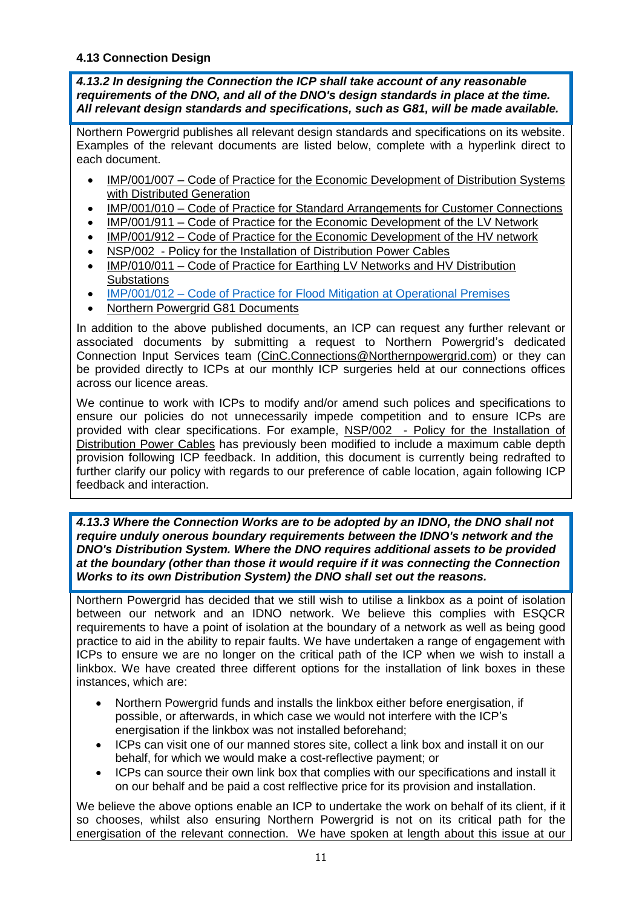### 4.13 Connection Design

***4.13.2 In designing the Connection the ICP shall take account of any reasonable requirements of the DNO, and all of the DNO's design standards in place at the time. All relevant design standards and specifications, such as G81, will be made available.***

Northern Powergrid publishes all relevant design standards and specifications on its website. Examples of the relevant documents are listed below, complete with a hyperlink direct to each document.

- IMP/001/007 – Code of Practice for the Economic Development of Distribution Systems with Distributed Generation
- IMP/001/010 – Code of Practice for Standard Arrangements for Customer Connections
- IMP/001/911 – Code of Practice for the Economic Development of the LV Network
- IMP/001/912 – Code of Practice for the Economic Development of the HV network
- NSP/002 - Policy for the Installation of Distribution Power Cables
- IMP/010/011 – Code of Practice for Earthing LV Networks and HV Distribution Substations
- IMP/001/012 – Code of Practice for Flood Mitigation at Operational Premises
- Northern Powergrid G81 Documents

In addition to the above published documents, an ICP can request any further relevant or associated documents by submitting a request to Northern Powergrid's dedicated Connection Input Services team (CinC.Connections@Northernpowergrid.com) or they can be provided directly to ICPs at our monthly ICP surgeries held at our connections offices across our licence areas.

We continue to work with ICPs to modify and/or amend such polices and specifications to ensure our policies do not unnecessarily impede competition and to ensure ICPs are provided with clear specifications. For example, NSP/002 - Policy for the Installation of Distribution Power Cables has previously been modified to include a maximum cable depth provision following ICP feedback. In addition, this document is currently being redrafted to further clarify our policy with regards to our preference of cable location, again following ICP feedback and interaction.

***4.13.3 Where the Connection Works are to be adopted by an IDNO, the DNO shall not require unduly onerous boundary requirements between the IDNO's network and the DNO's Distribution System. Where the DNO requires additional assets to be provided at the boundary (other than those it would require if it was connecting the Connection Works to its own Distribution System) the DNO shall set out the reasons.***

Northern Powergrid has decided that we still wish to utilise a linkbox as a point of isolation between our network and an IDNO network. We believe this complies with ESQCR requirements to have a point of isolation at the boundary of a network as well as being good practice to aid in the ability to repair faults. We have undertaken a range of engagement with ICPs to ensure we are no longer on the critical path of the ICP when we wish to install a linkbox. We have created three different options for the installation of link boxes in these instances, which are:

- Northern Powergrid funds and installs the linkbox either before energisation, if possible, or afterwards, in which case we would not interfere with the ICP's energisation if the linkbox was not installed beforehand;
- ICPs can visit one of our manned stores site, collect a link box and install it on our behalf, for which we would make a cost-reflective payment; or
- ICPs can source their own link box that complies with our specifications and install it on our behalf and be paid a cost relflective price for its provision and installation.

We believe the above options enable an ICP to undertake the work on behalf of its client, if it so chooses, whilst also ensuring Northern Powergrid is not on its critical path for the energisation of the relevant connection. We have spoken at length about this issue at our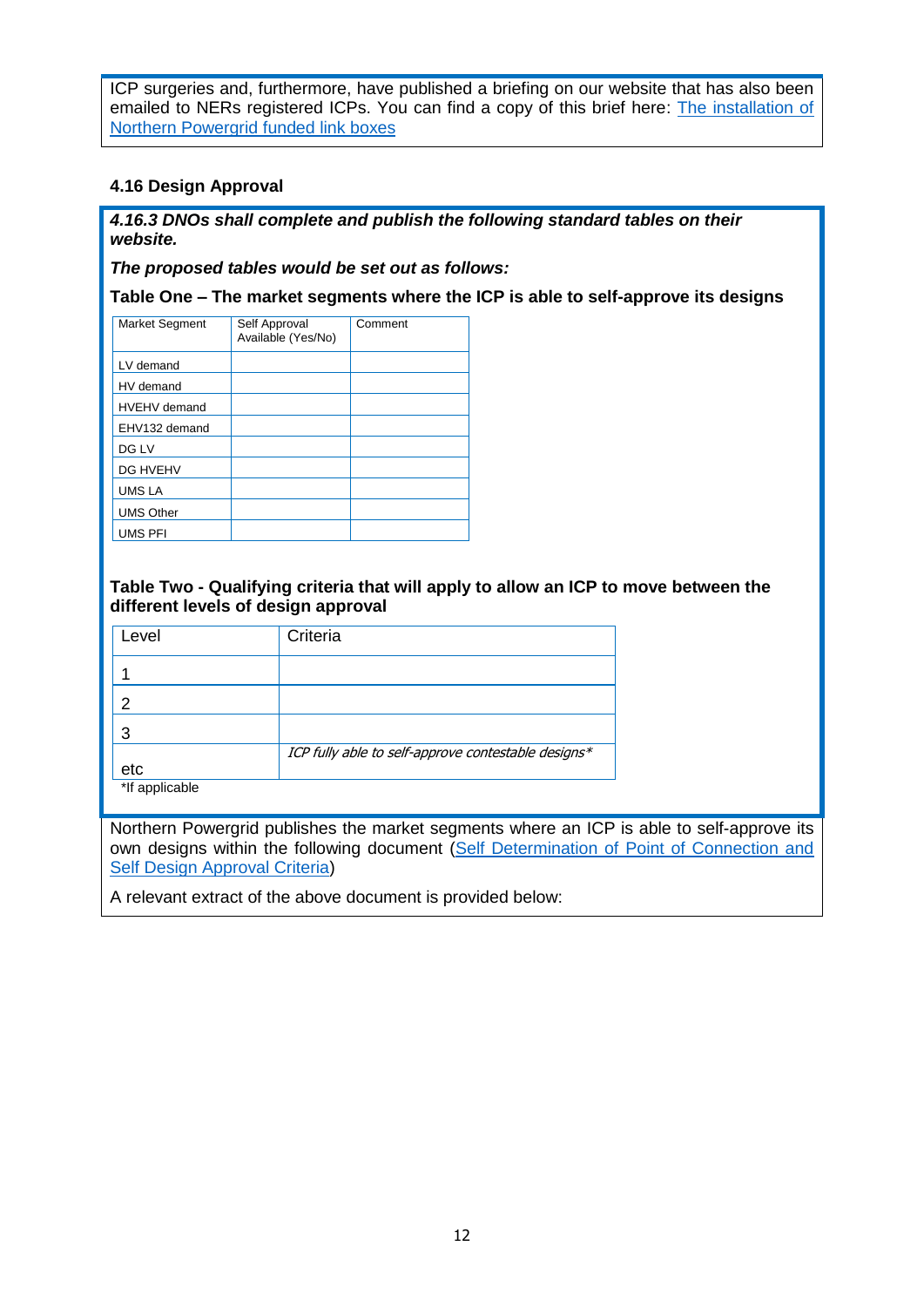ICP surgeries and, furthermore, have published a briefing on our website that has also been emailed to NERs registered ICPs. You can find a copy of this brief here: [The installation of Northern Powergrid funded link boxes]()

### 4.16 Design Approval

***4.16.3 DNOs shall complete and publish the following standard tables on their website.***

***The proposed tables would be set out as follows:***

**Table One – The market segments where the ICP is able to self-approve its designs**

| Market Segment | Self Approval Available (Yes/No) | Comment |
|---|---|---|
| LV demand | | |
| HV demand | | |
| HVEHV demand | | |
| EHV132 demand | | |
| DG LV | | |
| DG HVEHV | | |
| UMS LA | | |
| UMS Other | | |
| UMS PFI | | |

**Table Two - Qualifying criteria that will apply to allow an ICP to move between the different levels of design approval**

| Level | Criteria |
|---|---|
| 1 | |
| 2 | |
| 3 | |
| etc | *ICP fully able to self-approve contestable designs** |

*If applicable

Northern Powergrid publishes the market segments where an ICP is able to self-approve its own designs within the following document ([Self Determination of Point of Connection and Self Design Approval Criteria]())

A relevant extract of the above document is provided below: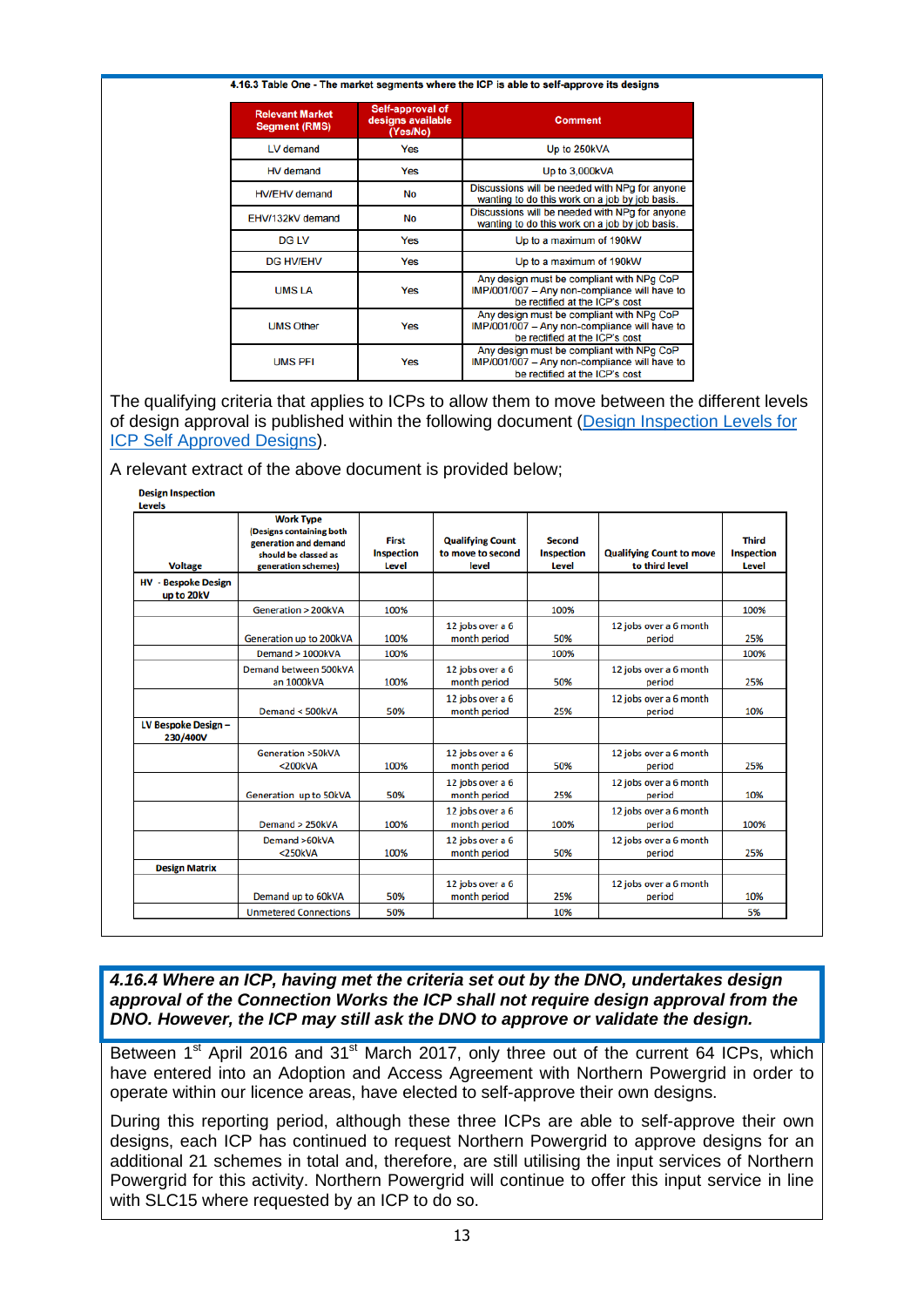**4.16.3 Table One - The market segments where the ICP is able to self-approve its designs**

| Relevant Market Segment (RMS) | Self-approval of designs available (Yes/No) | Comment |
|---|---|---|
| LV demand | Yes | Up to 250kVA |
| HV demand | Yes | Up to 3,000kVA |
| HV/EHV demand | No | Discussions will be needed with NPg for anyone wanting to do this work on a job by job basis. |
| EHV/132kV demand | No | Discussions will be needed with NPg for anyone wanting to do this work on a job by job basis. |
| DG LV | Yes | Up to a maximum of 190kW |
| DG HV/EHV | Yes | Up to a maximum of 190kW |
| UMS LA | Yes | Any design must be compliant with NPg CoP IMP/001/007 – Any non-compliance will have to be rectified at the ICP's cost |
| UMS Other | Yes | Any design must be compliant with NPg CoP IMP/001/007 – Any non-compliance will have to be rectified at the ICP's cost |
| UMS PFI | Yes | Any design must be compliant with NPg CoP IMP/001/007 – Any non-compliance will have to be rectified at the ICP's cost |

The qualifying criteria that applies to ICPs to allow them to move between the different levels of design approval is published within the following document (Design Inspection Levels for ICP Self Approved Designs).

A relevant extract of the above document is provided below;

**Design Inspection Levels**

| Voltage | Work Type (Designs containing both generation and demand should be classed as generation schemes) | First Inspection Level | Qualifying Count to move to second level | Second Inspection Level | Qualifying Count to move to third level | Third Inspection Level |
|---|---|---|---|---|---|---|
| HV - Bespoke Design up to 20kV | | | | | | |
| | Generation > 200kVA | 100% | | 100% | | 100% |
| | Generation up to 200kVA | 100% | 12 jobs over a 6 month period | 50% | 12 jobs over a 6 month period | 25% |
| | Demand > 1000kVA | 100% | | 100% | | 100% |
| | Demand between 500kVA an 1000kVA | 100% | 12 jobs over a 6 month period | 50% | 12 jobs over a 6 month period | 25% |
| | Demand < 500kVA | 50% | 12 jobs over a 6 month period | 25% | 12 jobs over a 6 month period | 10% |
| LV Bespoke Design – 230/400V | | | | | | |
| | Generation >50kVA <200kVA | 100% | 12 jobs over a 6 month period | 50% | 12 jobs over a 6 month period | 25% |
| | Generation up to 50kVA | 50% | 12 jobs over a 6 month period | 25% | 12 jobs over a 6 month period | 10% |
| | Demand > 250kVA | 100% | 12 jobs over a 6 month period | 100% | 12 jobs over a 6 month period | 100% |
| | Demand >60kVA <250kVA | 100% | 12 jobs over a 6 month period | 50% | 12 jobs over a 6 month period | 25% |
| Design Matrix | | | | | | |
| | Demand up to 60kVA | 50% | 12 jobs over a 6 month period | 25% | 12 jobs over a 6 month period | 10% |
| | Unmetered Connections | 50% | | 10% | | 5% |

***4.16.4 Where an ICP, having met the criteria set out by the DNO, undertakes design approval of the Connection Works the ICP shall not require design approval from the DNO. However, the ICP may still ask the DNO to approve or validate the design.***

Between 1st April 2016 and 31st March 2017, only three out of the current 64 ICPs, which have entered into an Adoption and Access Agreement with Northern Powergrid in order to operate within our licence areas, have elected to self-approve their own designs.

During this reporting period, although these three ICPs are able to self-approve their own designs, each ICP has continued to request Northern Powergrid to approve designs for an additional 21 schemes in total and, therefore, are still utilising the input services of Northern Powergrid for this activity. Northern Powergrid will continue to offer this input service in line with SLC15 where requested by an ICP to do so.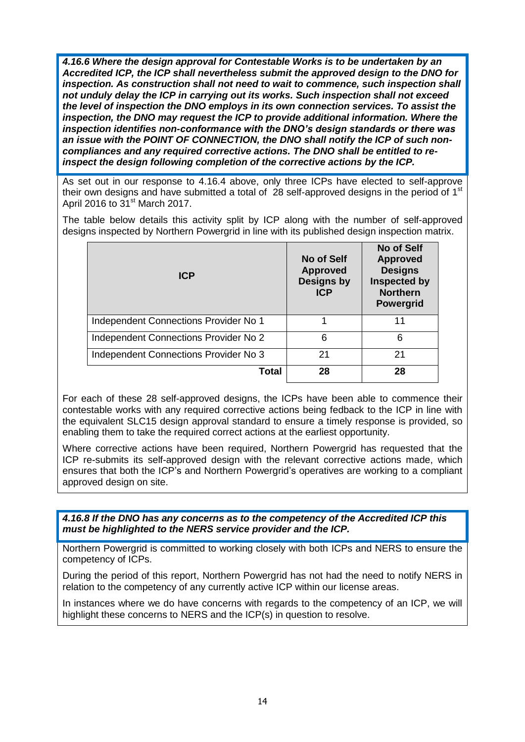***4.16.6 Where the design approval for Contestable Works is to be undertaken by an Accredited ICP, the ICP shall nevertheless submit the approved design to the DNO for inspection. As construction shall not need to wait to commence, such inspection shall not unduly delay the ICP in carrying out its works. Such inspection shall not exceed the level of inspection the DNO employs in its own connection services. To assist the inspection, the DNO may request the ICP to provide additional information. Where the inspection identifies non-conformance with the DNO's design standards or there was an issue with the POINT OF CONNECTION, the DNO shall notify the ICP of such non-compliances and any required corrective actions. The DNO shall be entitled to re-inspect the design following completion of the corrective actions by the ICP.***

As set out in our response to 4.16.4 above, only three ICPs have elected to self-approve their own designs and have submitted a total of 28 self-approved designs in the period of 1st April 2016 to 31st March 2017.

The table below details this activity split by ICP along with the number of self-approved designs inspected by Northern Powergrid in line with its published design inspection matrix.

| ICP | No of Self Approved Designs by ICP | No of Self Approved Designs Inspected by Northern Powergrid |
|---|---|---|
| Independent Connections Provider No 1 | 1 | 11 |
| Independent Connections Provider No 2 | 6 | 6 |
| Independent Connections Provider No 3 | 21 | 21 |
| **Total** | **28** | **28** |

For each of these 28 self-approved designs, the ICPs have been able to commence their contestable works with any required corrective actions being fedback to the ICP in line with the equivalent SLC15 design approval standard to ensure a timely response is provided, so enabling them to take the required correct actions at the earliest opportunity.

Where corrective actions have been required, Northern Powergrid has requested that the ICP re-submits its self-approved design with the relevant corrective actions made, which ensures that both the ICP's and Northern Powergrid's operatives are working to a compliant approved design on site.

***4.16.8 If the DNO has any concerns as to the competency of the Accredited ICP this must be highlighted to the NERS service provider and the ICP.***

Northern Powergrid is committed to working closely with both ICPs and NERS to ensure the competency of ICPs.

During the period of this report, Northern Powergrid has not had the need to notify NERS in relation to the competency of any currently active ICP within our license areas.

In instances where we do have concerns with regards to the competency of an ICP, we will highlight these concerns to NERS and the ICP(s) in question to resolve.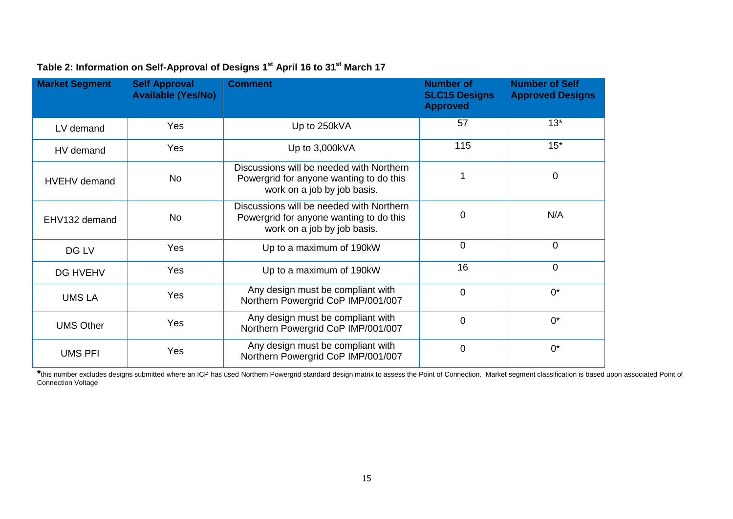**Table 2: Information on Self-Approval of Designs 1st April 16 to 31st March 17**

| Market Segment | Self Approval Available (Yes/No) | Comment | Number of SLC15 Designs Approved | Number of Self Approved Designs |
|---|---|---|---|---|
| LV demand | Yes | Up to 250kVA | 57 | 13* |
| HV demand | Yes | Up to 3,000kVA | 115 | 15* |
| HVEHV demand | No | Discussions will be needed with Northern Powergrid for anyone wanting to do this work on a job by job basis. | 1 | 0 |
| EHV132 demand | No | Discussions will be needed with Northern Powergrid for anyone wanting to do this work on a job by job basis. | 0 | N/A |
| DG LV | Yes | Up to a maximum of 190kW | 0 | 0 |
| DG HVEHV | Yes | Up to a maximum of 190kW | 16 | 0 |
| UMS LA | Yes | Any design must be compliant with Northern Powergrid CoP IMP/001/007 | 0 | 0* |
| UMS Other | Yes | Any design must be compliant with Northern Powergrid CoP IMP/001/007 | 0 | 0* |
| UMS PFI | Yes | Any design must be compliant with Northern Powergrid CoP IMP/001/007 | 0 | 0* |

*this number excludes designs submitted where an ICP has used Northern Powergrid standard design matrix to assess the Point of Connection. Market segment classification is based upon associated Point of Connection Voltage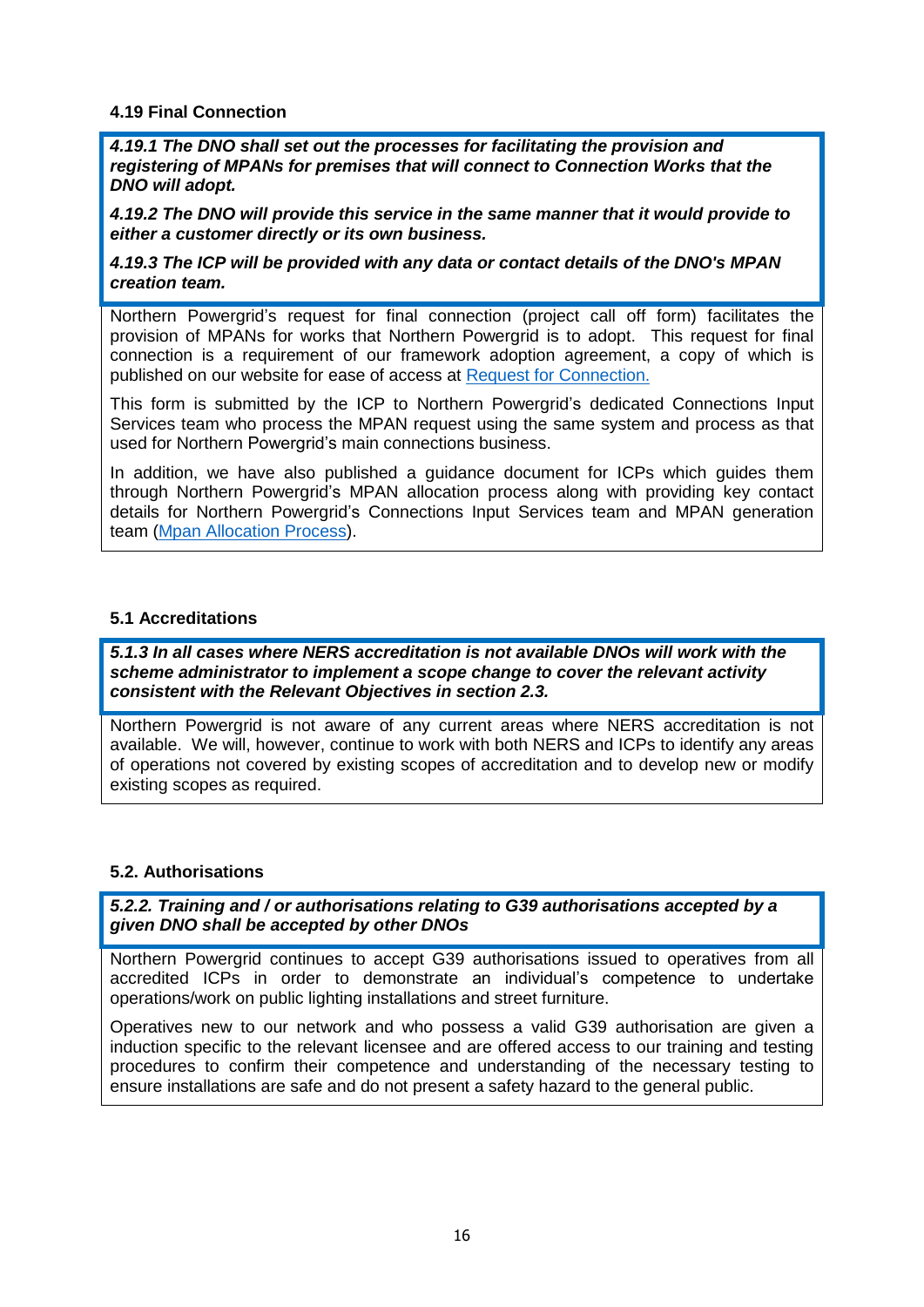### 4.19 Final Connection

***4.19.1 The DNO shall set out the processes for facilitating the provision and registering of MPANs for premises that will connect to Connection Works that the DNO will adopt.***

***4.19.2 The DNO will provide this service in the same manner that it would provide to either a customer directly or its own business.***

***4.19.3 The ICP will be provided with any data or contact details of the DNO's MPAN creation team.***

Northern Powergrid's request for final connection (project call off form) facilitates the provision of MPANs for works that Northern Powergrid is to adopt. This request for final connection is a requirement of our framework adoption agreement, a copy of which is published on our website for ease of access at [Request for Connection.]

This form is submitted by the ICP to Northern Powergrid's dedicated Connections Input Services team who process the MPAN request using the same system and process as that used for Northern Powergrid's main connections business.

In addition, we have also published a guidance document for ICPs which guides them through Northern Powergrid's MPAN allocation process along with providing key contact details for Northern Powergrid's Connections Input Services team and MPAN generation team ([Mpan Allocation Process]).

### 5.1 Accreditations

***5.1.3 In all cases where NERS accreditation is not available DNOs will work with the scheme administrator to implement a scope change to cover the relevant activity consistent with the Relevant Objectives in section 2.3.***

Northern Powergrid is not aware of any current areas where NERS accreditation is not available. We will, however, continue to work with both NERS and ICPs to identify any areas of operations not covered by existing scopes of accreditation and to develop new or modify existing scopes as required.

### 5.2. Authorisations

***5.2.2. Training and / or authorisations relating to G39 authorisations accepted by a given DNO shall be accepted by other DNOs***

Northern Powergrid continues to accept G39 authorisations issued to operatives from all accredited ICPs in order to demonstrate an individual's competence to undertake operations/work on public lighting installations and street furniture.

Operatives new to our network and who possess a valid G39 authorisation are given a induction specific to the relevant licensee and are offered access to our training and testing procedures to confirm their competence and understanding of the necessary testing to ensure installations are safe and do not present a safety hazard to the general public.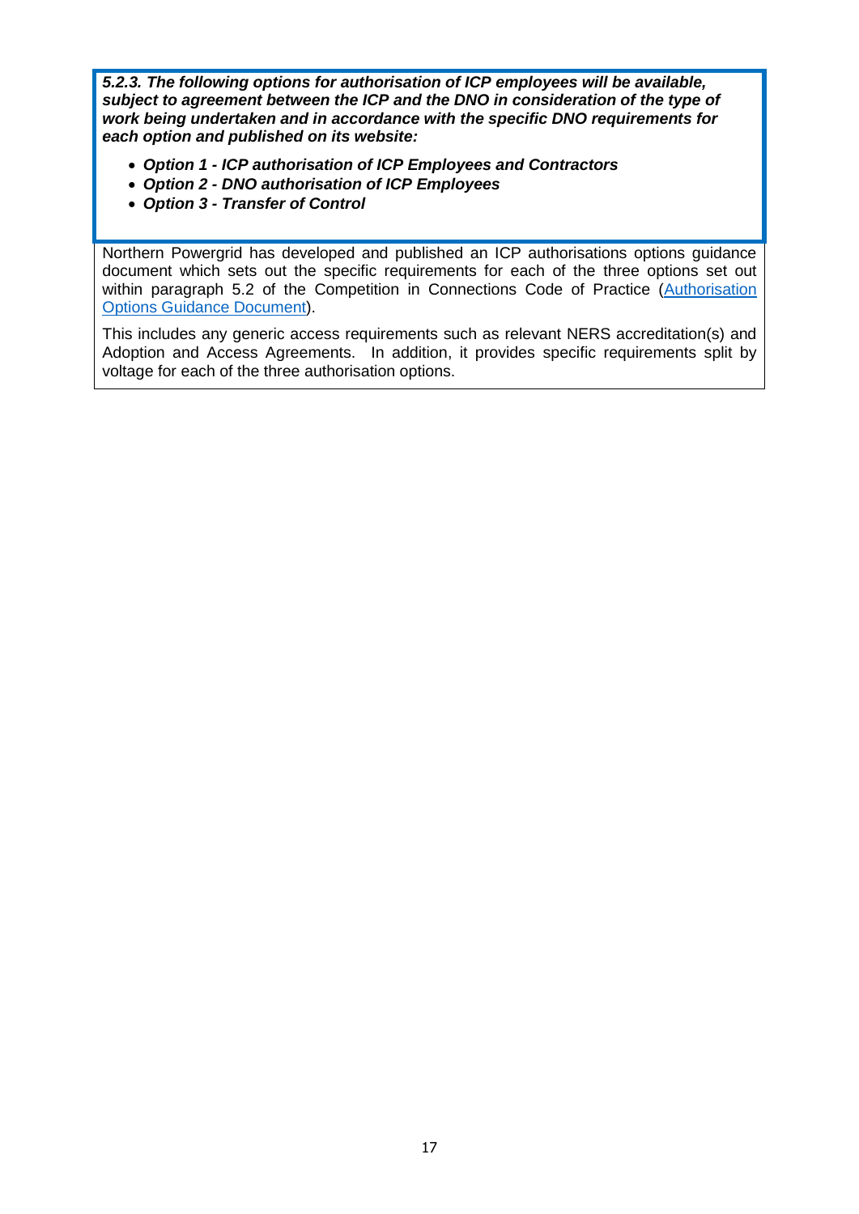***5.2.3. The following options for authorisation of ICP employees will be available, subject to agreement between the ICP and the DNO in consideration of the type of work being undertaken and in accordance with the specific DNO requirements for each option and published on its website:***

- ***Option 1 - ICP authorisation of ICP Employees and Contractors***
- ***Option 2 - DNO authorisation of ICP Employees***
- ***Option 3 - Transfer of Control***

Northern Powergrid has developed and published an ICP authorisations options guidance document which sets out the specific requirements for each of the three options set out within paragraph 5.2 of the Competition in Connections Code of Practice (Authorisation Options Guidance Document).

This includes any generic access requirements such as relevant NERS accreditation(s) and Adoption and Access Agreements. In addition, it provides specific requirements split by voltage for each of the three authorisation options.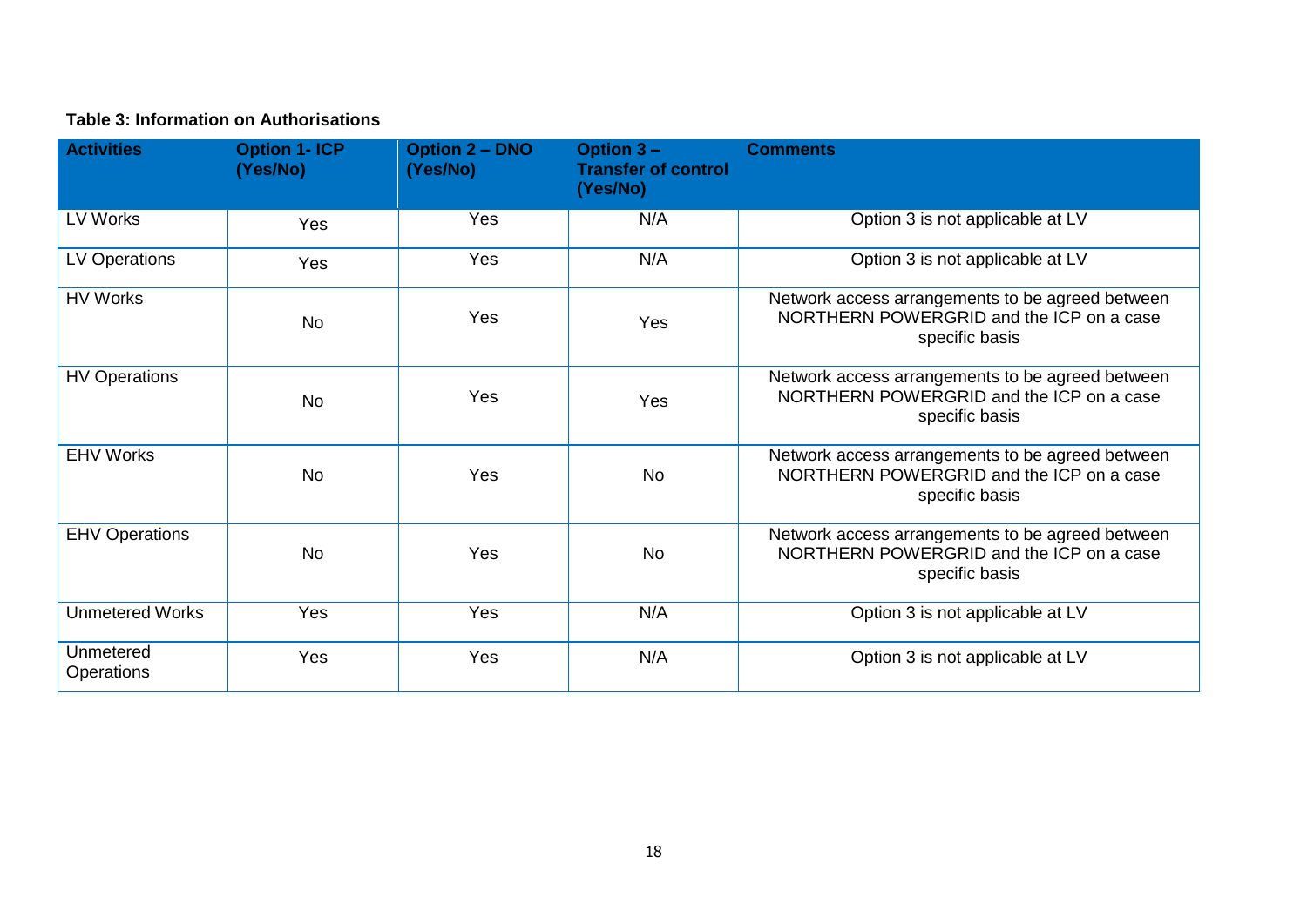**Table 3: Information on Authorisations**

| Activities | Option 1- ICP (Yes/No) | Option 2 – DNO (Yes/No) | Option 3 – Transfer of control (Yes/No) | Comments |
|---|---|---|---|---|
| LV Works | Yes | Yes | N/A | Option 3 is not applicable at LV |
| LV Operations | Yes | Yes | N/A | Option 3 is not applicable at LV |
| HV Works | No | Yes | Yes | Network access arrangements to be agreed between NORTHERN POWERGRID and the ICP on a case specific basis |
| HV Operations | No | Yes | Yes | Network access arrangements to be agreed between NORTHERN POWERGRID and the ICP on a case specific basis |
| EHV Works | No | Yes | No | Network access arrangements to be agreed between NORTHERN POWERGRID and the ICP on a case specific basis |
| EHV Operations | No | Yes | No | Network access arrangements to be agreed between NORTHERN POWERGRID and the ICP on a case specific basis |
| Unmetered Works | Yes | Yes | N/A | Option 3 is not applicable at LV |
| Unmetered Operations | Yes | Yes | N/A | Option 3 is not applicable at LV |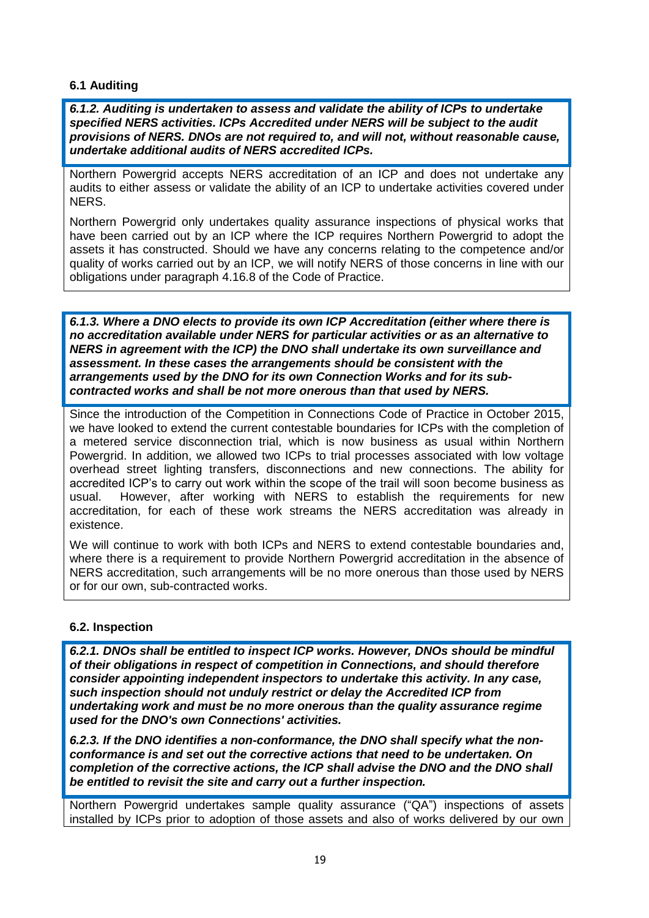### 6.1 Auditing

***6.1.2. Auditing is undertaken to assess and validate the ability of ICPs to undertake specified NERS activities. ICPs Accredited under NERS will be subject to the audit provisions of NERS. DNOs are not required to, and will not, without reasonable cause, undertake additional audits of NERS accredited ICPs.***

Northern Powergrid accepts NERS accreditation of an ICP and does not undertake any audits to either assess or validate the ability of an ICP to undertake activities covered under NERS.

Northern Powergrid only undertakes quality assurance inspections of physical works that have been carried out by an ICP where the ICP requires Northern Powergrid to adopt the assets it has constructed. Should we have any concerns relating to the competence and/or quality of works carried out by an ICP, we will notify NERS of those concerns in line with our obligations under paragraph 4.16.8 of the Code of Practice.

***6.1.3. Where a DNO elects to provide its own ICP Accreditation (either where there is no accreditation available under NERS for particular activities or as an alternative to NERS in agreement with the ICP) the DNO shall undertake its own surveillance and assessment. In these cases the arrangements should be consistent with the arrangements used by the DNO for its own Connection Works and for its sub-contracted works and shall be not more onerous than that used by NERS.***

Since the introduction of the Competition in Connections Code of Practice in October 2015, we have looked to extend the current contestable boundaries for ICPs with the completion of a metered service disconnection trial, which is now business as usual within Northern Powergrid. In addition, we allowed two ICPs to trial processes associated with low voltage overhead street lighting transfers, disconnections and new connections. The ability for accredited ICP's to carry out work within the scope of the trail will soon become business as usual. However, after working with NERS to establish the requirements for new accreditation, for each of these work streams the NERS accreditation was already in existence.

We will continue to work with both ICPs and NERS to extend contestable boundaries and, where there is a requirement to provide Northern Powergrid accreditation in the absence of NERS accreditation, such arrangements will be no more onerous than those used by NERS or for our own, sub-contracted works.

### 6.2. Inspection

***6.2.1. DNOs shall be entitled to inspect ICP works. However, DNOs should be mindful of their obligations in respect of competition in Connections, and should therefore consider appointing independent inspectors to undertake this activity. In any case, such inspection should not unduly restrict or delay the Accredited ICP from undertaking work and must be no more onerous than the quality assurance regime used for the DNO's own Connections' activities.***

***6.2.3. If the DNO identifies a non-conformance, the DNO shall specify what the non-conformance is and set out the corrective actions that need to be undertaken. On completion of the corrective actions, the ICP shall advise the DNO and the DNO shall be entitled to revisit the site and carry out a further inspection.***

Northern Powergrid undertakes sample quality assurance ("QA") inspections of assets installed by ICPs prior to adoption of those assets and also of works delivered by our own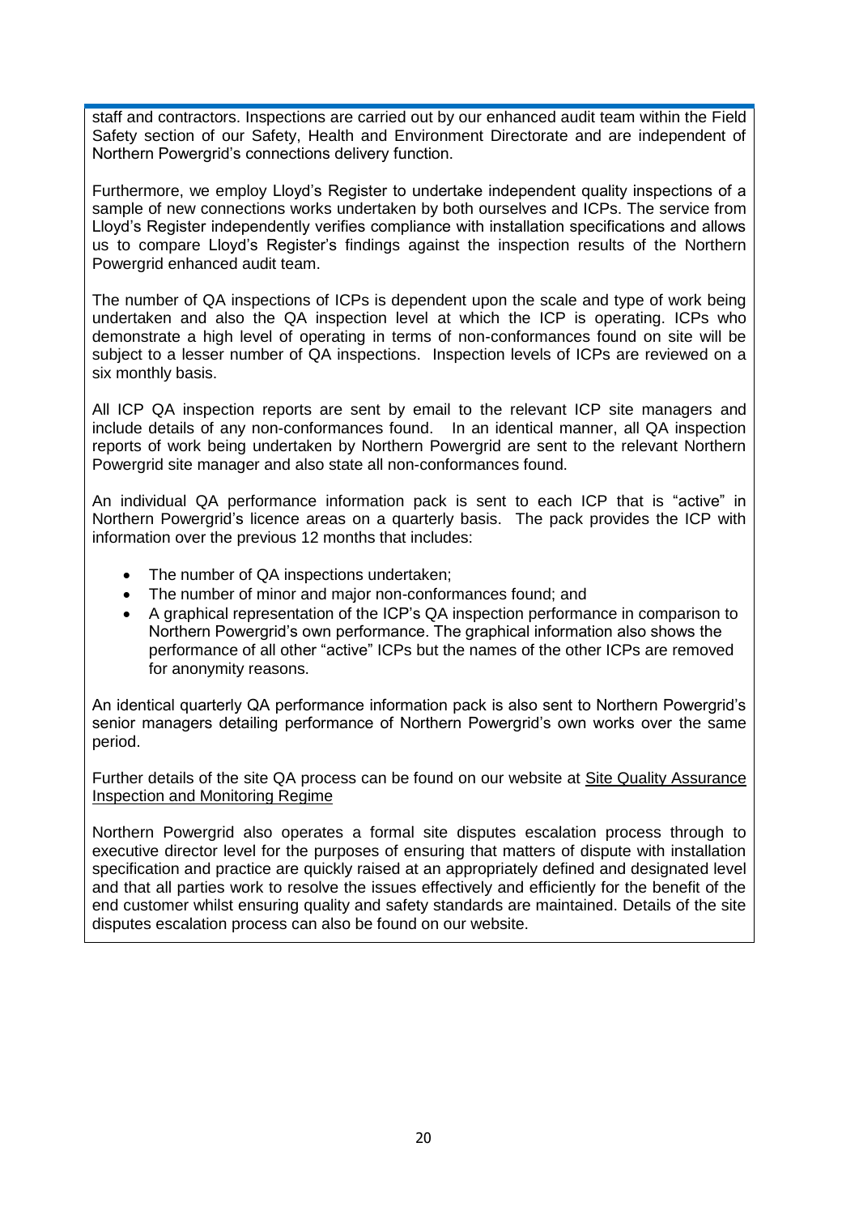staff and contractors. Inspections are carried out by our enhanced audit team within the Field Safety section of our Safety, Health and Environment Directorate and are independent of Northern Powergrid's connections delivery function.

Furthermore, we employ Lloyd's Register to undertake independent quality inspections of a sample of new connections works undertaken by both ourselves and ICPs. The service from Lloyd's Register independently verifies compliance with installation specifications and allows us to compare Lloyd's Register's findings against the inspection results of the Northern Powergrid enhanced audit team.

The number of QA inspections of ICPs is dependent upon the scale and type of work being undertaken and also the QA inspection level at which the ICP is operating. ICPs who demonstrate a high level of operating in terms of non-conformances found on site will be subject to a lesser number of QA inspections. Inspection levels of ICPs are reviewed on a six monthly basis.

All ICP QA inspection reports are sent by email to the relevant ICP site managers and include details of any non-conformances found. In an identical manner, all QA inspection reports of work being undertaken by Northern Powergrid are sent to the relevant Northern Powergrid site manager and also state all non-conformances found.

An individual QA performance information pack is sent to each ICP that is "active" in Northern Powergrid's licence areas on a quarterly basis. The pack provides the ICP with information over the previous 12 months that includes:

- The number of QA inspections undertaken;
- The number of minor and major non-conformances found; and
- A graphical representation of the ICP's QA inspection performance in comparison to Northern Powergrid's own performance. The graphical information also shows the performance of all other "active" ICPs but the names of the other ICPs are removed for anonymity reasons.

An identical quarterly QA performance information pack is also sent to Northern Powergrid's senior managers detailing performance of Northern Powergrid's own works over the same period.

Further details of the site QA process can be found on our website at Site Quality Assurance Inspection and Monitoring Regime

Northern Powergrid also operates a formal site disputes escalation process through to executive director level for the purposes of ensuring that matters of dispute with installation specification and practice are quickly raised at an appropriately defined and designated level and that all parties work to resolve the issues effectively and efficiently for the benefit of the end customer whilst ensuring quality and safety standards are maintained. Details of the site disputes escalation process can also be found on our website.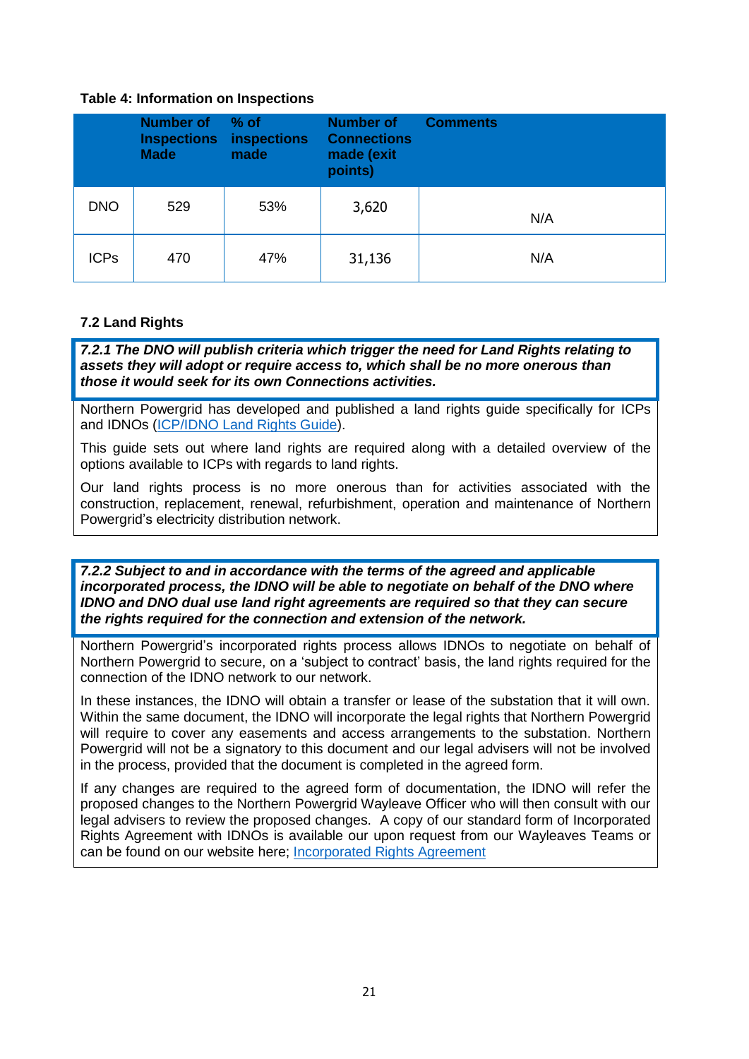**Table 4: Information on Inspections**

| | Number of Inspections Made | % of inspections made | Number of Connections made (exit points) | Comments |
|---|---|---|---|---|
| DNO | 529 | 53% | 3,620 | N/A |
| ICPs | 470 | 47% | 31,136 | N/A |

### 7.2 Land Rights

***7.2.1 The DNO will publish criteria which trigger the need for Land Rights relating to assets they will adopt or require access to, which shall be no more onerous than those it would seek for its own Connections activities.***

Northern Powergrid has developed and published a land rights guide specifically for ICPs and IDNOs (ICP/IDNO Land Rights Guide).

This guide sets out where land rights are required along with a detailed overview of the options available to ICPs with regards to land rights.

Our land rights process is no more onerous than for activities associated with the construction, replacement, renewal, refurbishment, operation and maintenance of Northern Powergrid's electricity distribution network.

***7.2.2 Subject to and in accordance with the terms of the agreed and applicable incorporated process, the IDNO will be able to negotiate on behalf of the DNO where IDNO and DNO dual use land right agreements are required so that they can secure the rights required for the connection and extension of the network.***

Northern Powergrid's incorporated rights process allows IDNOs to negotiate on behalf of Northern Powergrid to secure, on a 'subject to contract' basis, the land rights required for the connection of the IDNO network to our network.

In these instances, the IDNO will obtain a transfer or lease of the substation that it will own. Within the same document, the IDNO will incorporate the legal rights that Northern Powergrid will require to cover any easements and access arrangements to the substation. Northern Powergrid will not be a signatory to this document and our legal advisers will not be involved in the process, provided that the document is completed in the agreed form.

If any changes are required to the agreed form of documentation, the IDNO will refer the proposed changes to the Northern Powergrid Wayleave Officer who will then consult with our legal advisers to review the proposed changes. A copy of our standard form of Incorporated Rights Agreement with IDNOs is available our upon request from our Wayleaves Teams or can be found on our website here; Incorporated Rights Agreement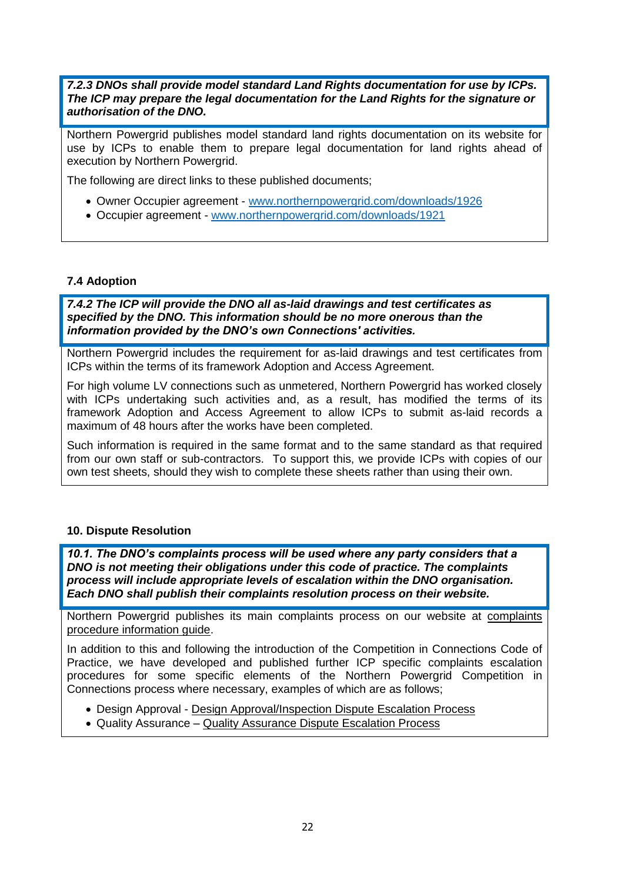***7.2.3 DNOs shall provide model standard Land Rights documentation for use by ICPs. The ICP may prepare the legal documentation for the Land Rights for the signature or authorisation of the DNO.***

Northern Powergrid publishes model standard land rights documentation on its website for use by ICPs to enable them to prepare legal documentation for land rights ahead of execution by Northern Powergrid.

The following are direct links to these published documents;

- Owner Occupier agreement - [www.northernpowergrid.com/downloads/1926](http://www.northernpowergrid.com/downloads/1926)
- Occupier agreement - [www.northernpowergrid.com/downloads/1921](http://www.northernpowergrid.com/downloads/1921)

### 7.4 Adoption

***7.4.2 The ICP will provide the DNO all as-laid drawings and test certificates as specified by the DNO. This information should be no more onerous than the information provided by the DNO's own Connections' activities.***

Northern Powergrid includes the requirement for as-laid drawings and test certificates from ICPs within the terms of its framework Adoption and Access Agreement.

For high volume LV connections such as unmetered, Northern Powergrid has worked closely with ICPs undertaking such activities and, as a result, has modified the terms of its framework Adoption and Access Agreement to allow ICPs to submit as-laid records a maximum of 48 hours after the works have been completed.

Such information is required in the same format and to the same standard as that required from our own staff or sub-contractors. To support this, we provide ICPs with copies of our own test sheets, should they wish to complete these sheets rather than using their own.

## 10. Dispute Resolution

***10.1. The DNO's complaints process will be used where any party considers that a DNO is not meeting their obligations under this code of practice. The complaints process will include appropriate levels of escalation within the DNO organisation. Each DNO shall publish their complaints resolution process on their website.***

Northern Powergrid publishes its main complaints process on our website at complaints procedure information guide.

In addition to this and following the introduction of the Competition in Connections Code of Practice, we have developed and published further ICP specific complaints escalation procedures for some specific elements of the Northern Powergrid Competition in Connections process where necessary, examples of which are as follows;

- Design Approval - Design Approval/Inspection Dispute Escalation Process
- Quality Assurance – Quality Assurance Dispute Escalation Process